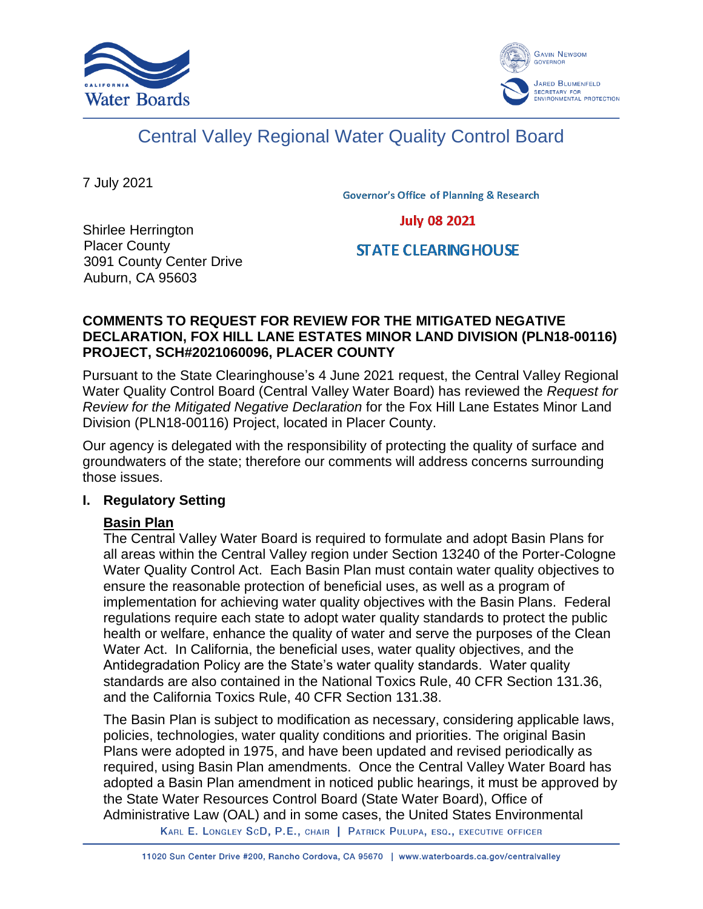# Central Valley Regional Water Quality Control Board

7 July 2021

Governor's Office of Planning & Research

July 08 2021

STATE CLEARINGHOUSE

Shirlee Herrington
Placer County
3091 County Center Drive
Auburn, CA 95603

**COMMENTS TO REQUEST FOR REVIEW FOR THE MITIGATED NEGATIVE DECLARATION, FOX HILL LANE ESTATES MINOR LAND DIVISION (PLN18-00116) PROJECT, SCH#2021060096, PLACER COUNTY**

Pursuant to the State Clearinghouse's 4 June 2021 request, the Central Valley Regional Water Quality Control Board (Central Valley Water Board) has reviewed the *Request for Review for the Mitigated Negative Declaration* for the Fox Hill Lane Estates Minor Land Division (PLN18-00116) Project, located in Placer County.

Our agency is delegated with the responsibility of protecting the quality of surface and groundwaters of the state; therefore our comments will address concerns surrounding those issues.

## I. Regulatory Setting

### Basin Plan

The Central Valley Water Board is required to formulate and adopt Basin Plans for all areas within the Central Valley region under Section 13240 of the Porter-Cologne Water Quality Control Act. Each Basin Plan must contain water quality objectives to ensure the reasonable protection of beneficial uses, as well as a program of implementation for achieving water quality objectives with the Basin Plans. Federal regulations require each state to adopt water quality standards to protect the public health or welfare, enhance the quality of water and serve the purposes of the Clean Water Act. In California, the beneficial uses, water quality objectives, and the Antidegradation Policy are the State's water quality standards. Water quality standards are also contained in the National Toxics Rule, 40 CFR Section 131.36, and the California Toxics Rule, 40 CFR Section 131.38.

The Basin Plan is subject to modification as necessary, considering applicable laws, policies, technologies, water quality conditions and priorities. The original Basin Plans were adopted in 1975, and have been updated and revised periodically as required, using Basin Plan amendments. Once the Central Valley Water Board has adopted a Basin Plan amendment in noticed public hearings, it must be approved by the State Water Resources Control Board (State Water Board), Office of Administrative Law (OAL) and in some cases, the United States Environmental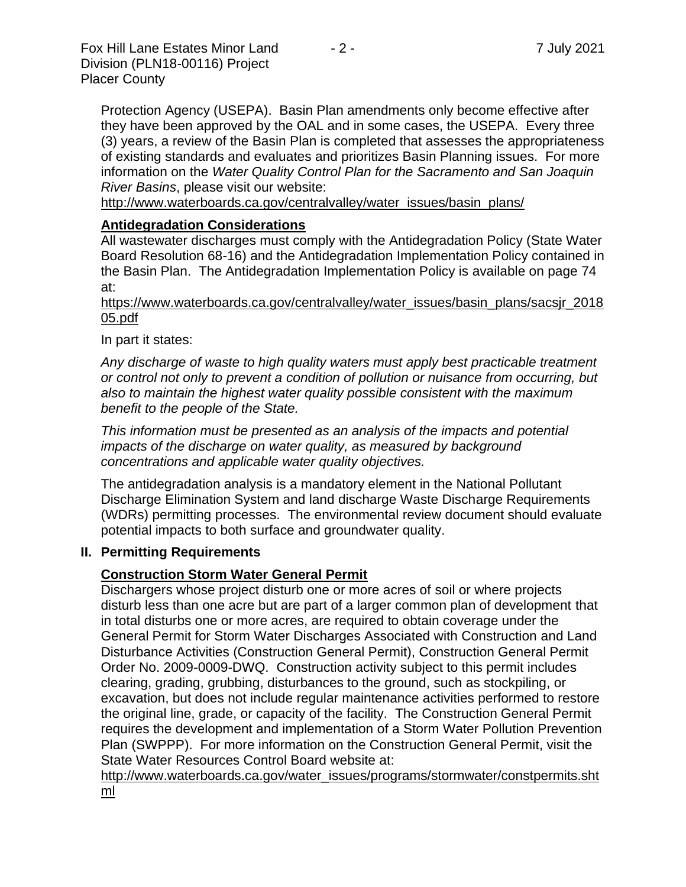Protection Agency (USEPA). Basin Plan amendments only become effective after they have been approved by the OAL and in some cases, the USEPA. Every three (3) years, a review of the Basin Plan is completed that assesses the appropriateness of existing standards and evaluates and prioritizes Basin Planning issues. For more information on the *Water Quality Control Plan for the Sacramento and San Joaquin River Basins*, please visit our website:
http://www.waterboards.ca.gov/centralvalley/water_issues/basin_plans/

**Antidegradation Considerations**

All wastewater discharges must comply with the Antidegradation Policy (State Water Board Resolution 68-16) and the Antidegradation Implementation Policy contained in the Basin Plan. The Antidegradation Implementation Policy is available on page 74 at:
https://www.waterboards.ca.gov/centralvalley/water_issues/basin_plans/sacsjr_201805.pdf

In part it states:

*Any discharge of waste to high quality waters must apply best practicable treatment or control not only to prevent a condition of pollution or nuisance from occurring, but also to maintain the highest water quality possible consistent with the maximum benefit to the people of the State.*

*This information must be presented as an analysis of the impacts and potential impacts of the discharge on water quality, as measured by background concentrations and applicable water quality objectives.*

The antidegradation analysis is a mandatory element in the National Pollutant Discharge Elimination System and land discharge Waste Discharge Requirements (WDRs) permitting processes. The environmental review document should evaluate potential impacts to both surface and groundwater quality.

## II. Permitting Requirements

**Construction Storm Water General Permit**

Dischargers whose project disturb one or more acres of soil or where projects disturb less than one acre but are part of a larger common plan of development that in total disturbs one or more acres, are required to obtain coverage under the General Permit for Storm Water Discharges Associated with Construction and Land Disturbance Activities (Construction General Permit), Construction General Permit Order No. 2009-0009-DWQ. Construction activity subject to this permit includes clearing, grading, grubbing, disturbances to the ground, such as stockpiling, or excavation, but does not include regular maintenance activities performed to restore the original line, grade, or capacity of the facility. The Construction General Permit requires the development and implementation of a Storm Water Pollution Prevention Plan (SWPPP). For more information on the Construction General Permit, visit the State Water Resources Control Board website at:
http://www.waterboards.ca.gov/water_issues/programs/stormwater/constpermits.shtml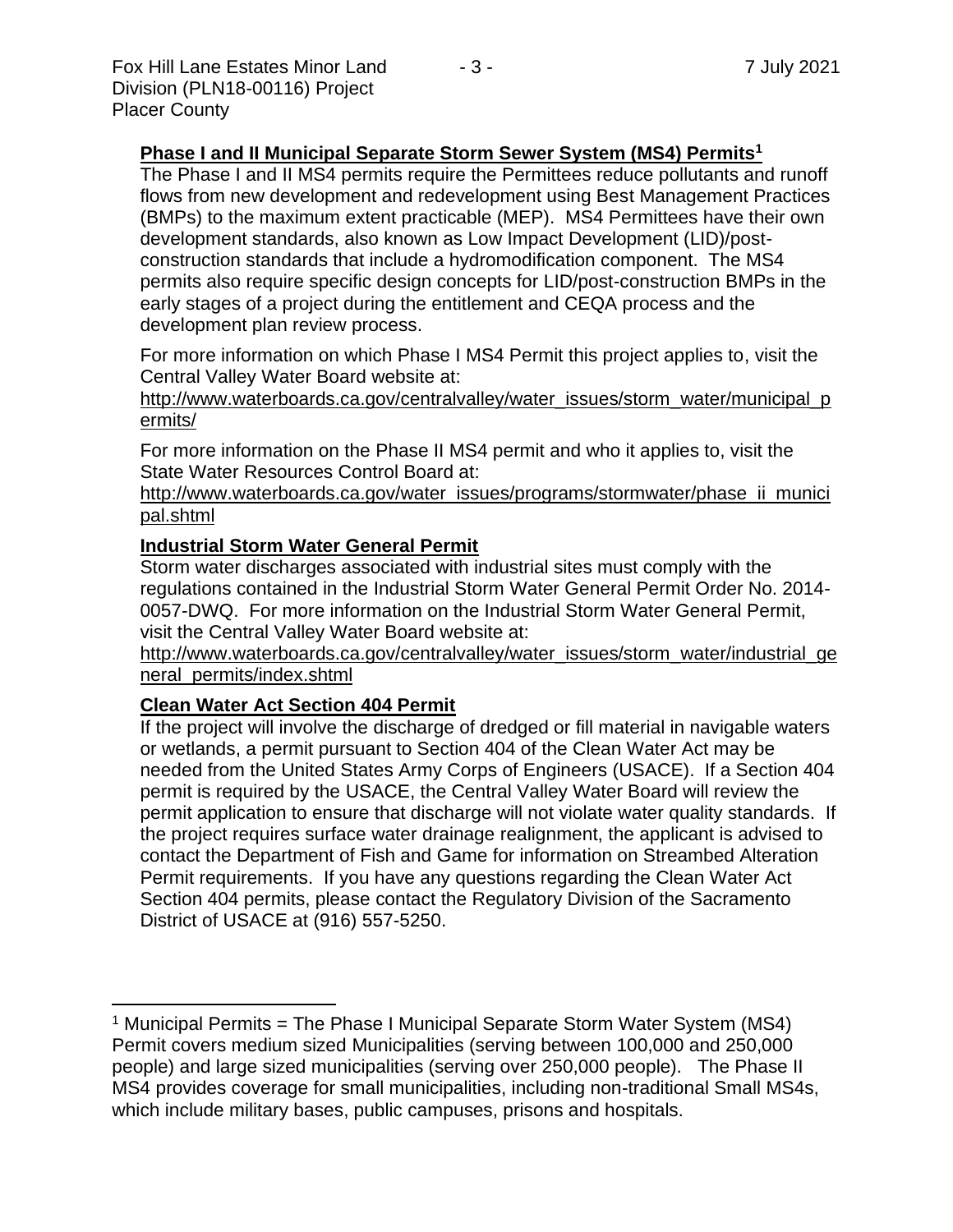### Phase I and II Municipal Separate Storm Sewer System (MS4) Permits[1]

The Phase I and II MS4 permits require the Permittees reduce pollutants and runoff flows from new development and redevelopment using Best Management Practices (BMPs) to the maximum extent practicable (MEP). MS4 Permittees have their own development standards, also known as Low Impact Development (LID)/post-construction standards that include a hydromodification component. The MS4 permits also require specific design concepts for LID/post-construction BMPs in the early stages of a project during the entitlement and CEQA process and the development plan review process.

For more information on which Phase I MS4 Permit this project applies to, visit the Central Valley Water Board website at:

http://www.waterboards.ca.gov/centralvalley/water_issues/storm_water/municipal_permits/

For more information on the Phase II MS4 permit and who it applies to, visit the State Water Resources Control Board at:

http://www.waterboards.ca.gov/water_issues/programs/stormwater/phase_ii_municipal.shtml

### Industrial Storm Water General Permit

Storm water discharges associated with industrial sites must comply with the regulations contained in the Industrial Storm Water General Permit Order No. 2014-0057-DWQ. For more information on the Industrial Storm Water General Permit, visit the Central Valley Water Board website at:

http://www.waterboards.ca.gov/centralvalley/water_issues/storm_water/industrial_general_permits/index.shtml

### Clean Water Act Section 404 Permit

If the project will involve the discharge of dredged or fill material in navigable waters or wetlands, a permit pursuant to Section 404 of the Clean Water Act may be needed from the United States Army Corps of Engineers (USACE). If a Section 404 permit is required by the USACE, the Central Valley Water Board will review the permit application to ensure that discharge will not violate water quality standards. If the project requires surface water drainage realignment, the applicant is advised to contact the Department of Fish and Game for information on Streambed Alteration Permit requirements. If you have any questions regarding the Clean Water Act Section 404 permits, please contact the Regulatory Division of the Sacramento District of USACE at (916) 557-5250.

---

[1] Municipal Permits = The Phase I Municipal Separate Storm Water System (MS4) Permit covers medium sized Municipalities (serving between 100,000 and 250,000 people) and large sized municipalities (serving over 250,000 people). The Phase II MS4 provides coverage for small municipalities, including non-traditional Small MS4s, which include military bases, public campuses, prisons and hospitals.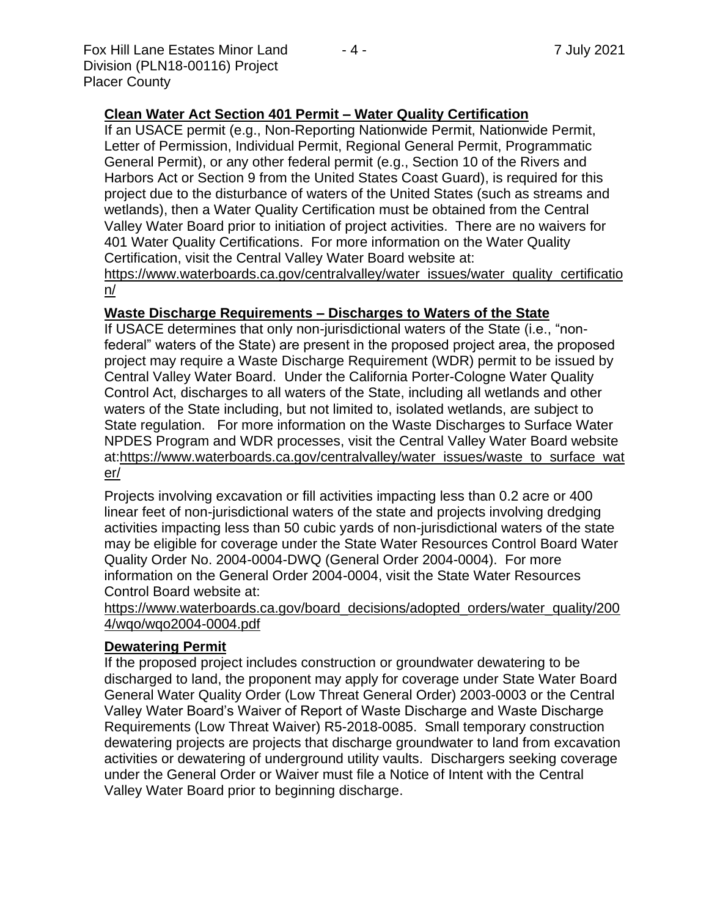**Clean Water Act Section 401 Permit – Water Quality Certification**

If an USACE permit (e.g., Non-Reporting Nationwide Permit, Nationwide Permit, Letter of Permission, Individual Permit, Regional General Permit, Programmatic General Permit), or any other federal permit (e.g., Section 10 of the Rivers and Harbors Act or Section 9 from the United States Coast Guard), is required for this project due to the disturbance of waters of the United States (such as streams and wetlands), then a Water Quality Certification must be obtained from the Central Valley Water Board prior to initiation of project activities. There are no waivers for 401 Water Quality Certifications. For more information on the Water Quality Certification, visit the Central Valley Water Board website at: https://www.waterboards.ca.gov/centralvalley/water_issues/water_quality_certification/

**Waste Discharge Requirements – Discharges to Waters of the State**

If USACE determines that only non-jurisdictional waters of the State (i.e., "non-federal" waters of the State) are present in the proposed project area, the proposed project may require a Waste Discharge Requirement (WDR) permit to be issued by Central Valley Water Board. Under the California Porter-Cologne Water Quality Control Act, discharges to all waters of the State, including all wetlands and other waters of the State including, but not limited to, isolated wetlands, are subject to State regulation. For more information on the Waste Discharges to Surface Water NPDES Program and WDR processes, visit the Central Valley Water Board website at:https://www.waterboards.ca.gov/centralvalley/water_issues/waste_to_surface_water/

Projects involving excavation or fill activities impacting less than 0.2 acre or 400 linear feet of non-jurisdictional waters of the state and projects involving dredging activities impacting less than 50 cubic yards of non-jurisdictional waters of the state may be eligible for coverage under the State Water Resources Control Board Water Quality Order No. 2004-0004-DWQ (General Order 2004-0004). For more information on the General Order 2004-0004, visit the State Water Resources Control Board website at: https://www.waterboards.ca.gov/board_decisions/adopted_orders/water_quality/2004/wqo/wqo2004-0004.pdf

**Dewatering Permit**

If the proposed project includes construction or groundwater dewatering to be discharged to land, the proponent may apply for coverage under State Water Board General Water Quality Order (Low Threat General Order) 2003-0003 or the Central Valley Water Board's Waiver of Report of Waste Discharge and Waste Discharge Requirements (Low Threat Waiver) R5-2018-0085. Small temporary construction dewatering projects are projects that discharge groundwater to land from excavation activities or dewatering of underground utility vaults. Dischargers seeking coverage under the General Order or Waiver must file a Notice of Intent with the Central Valley Water Board prior to beginning discharge.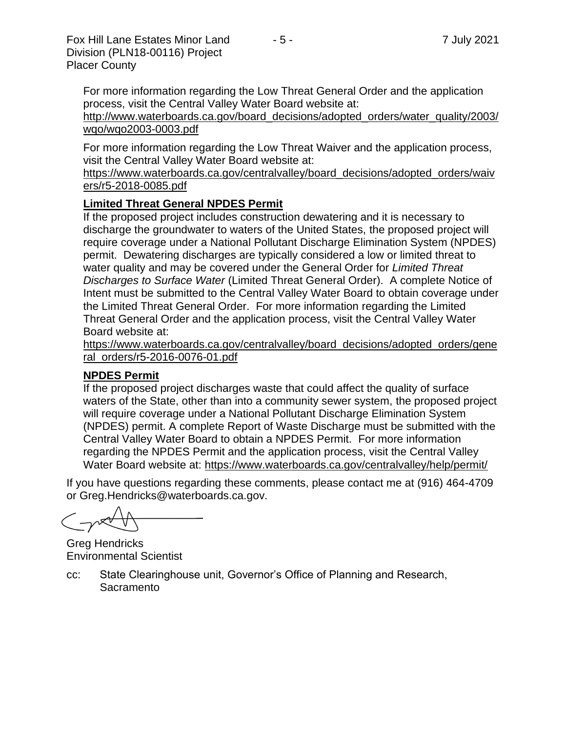For more information regarding the Low Threat General Order and the application process, visit the Central Valley Water Board website at: http://www.waterboards.ca.gov/board_decisions/adopted_orders/water_quality/2003/wqo/wqo2003-0003.pdf

For more information regarding the Low Threat Waiver and the application process, visit the Central Valley Water Board website at: https://www.waterboards.ca.gov/centralvalley/board_decisions/adopted_orders/waivers/r5-2018-0085.pdf

**Limited Threat General NPDES Permit**

If the proposed project includes construction dewatering and it is necessary to discharge the groundwater to waters of the United States, the proposed project will require coverage under a National Pollutant Discharge Elimination System (NPDES) permit. Dewatering discharges are typically considered a low or limited threat to water quality and may be covered under the General Order for *Limited Threat Discharges to Surface Water* (Limited Threat General Order). A complete Notice of Intent must be submitted to the Central Valley Water Board to obtain coverage under the Limited Threat General Order. For more information regarding the Limited Threat General Order and the application process, visit the Central Valley Water Board website at: https://www.waterboards.ca.gov/centralvalley/board_decisions/adopted_orders/general_orders/r5-2016-0076-01.pdf

**NPDES Permit**

If the proposed project discharges waste that could affect the quality of surface waters of the State, other than into a community sewer system, the proposed project will require coverage under a National Pollutant Discharge Elimination System (NPDES) permit. A complete Report of Waste Discharge must be submitted with the Central Valley Water Board to obtain a NPDES Permit. For more information regarding the NPDES Permit and the application process, visit the Central Valley Water Board website at: https://www.waterboards.ca.gov/centralvalley/help/permit/

If you have questions regarding these comments, please contact me at (916) 464-4709 or Greg.Hendricks@waterboards.ca.gov.

Greg Hendricks
Environmental Scientist

cc: State Clearinghouse unit, Governor's Office of Planning and Research, Sacramento